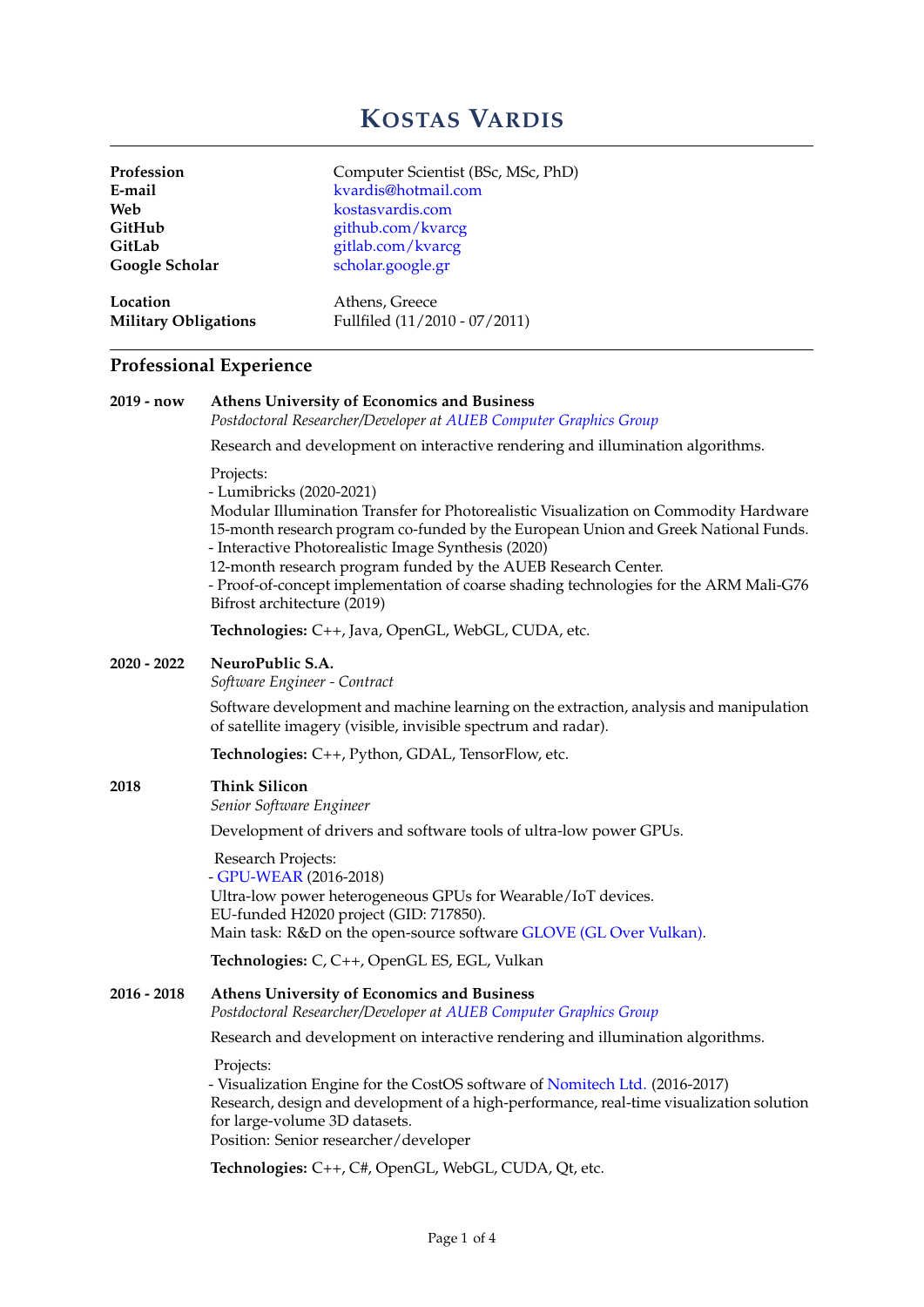# Kostas Vardis

| | |
|---|---|
| **Profession** | Computer Scientist (BSc, MSc, PhD) |
| **E-mail** | kvardis@hotmail.com |
| **Web** | kostasvardis.com |
| **GitHub** | github.com/kvarcg |
| **GitLab** | gitlab.com/kvarcg |
| **Google Scholar** | scholar.google.gr |
| **Location** | Athens, Greece |
| **Military Obligations** | Fullfiled (11/2010 - 07/2011) |

## Professional Experience

**2019 - now** **Athens University of Economics and Business**
*Postdoctoral Researcher/Developer at AUEB Computer Graphics Group*

Research and development on interactive rendering and illumination algorithms.

Projects:
- Lumibricks (2020-2021)
Modular Illumination Transfer for Photorealistic Visualization on Commodity Hardware
15-month research program co-funded by the European Union and Greek National Funds.
- Interactive Photorealistic Image Synthesis (2020)
12-month research program funded by the AUEB Research Center.
- Proof-of-concept implementation of coarse shading technologies for the ARM Mali-G76 Bifrost architecture (2019)

**Technologies:** C++, Java, OpenGL, WebGL, CUDA, etc.

**2020 - 2022** **NeuroPublic S.A.**
*Software Engineer - Contract*

Software development and machine learning on the extraction, analysis and manipulation of satellite imagery (visible, invisible spectrum and radar).

**Technologies:** C++, Python, GDAL, TensorFlow, etc.

**2018** **Think Silicon**
*Senior Software Engineer*

Development of drivers and software tools of ultra-low power GPUs.

Research Projects:
- GPU-WEAR (2016-2018)
Ultra-low power heterogeneous GPUs for Wearable/IoT devices.
EU-funded H2020 project (GID: 717850).
Main task: R&D on the open-source software GLOVE (GL Over Vulkan).

**Technologies:** C, C++, OpenGL ES, EGL, Vulkan

**2016 - 2018** **Athens University of Economics and Business**
*Postdoctoral Researcher/Developer at AUEB Computer Graphics Group*

Research and development on interactive rendering and illumination algorithms.

Projects:
- Visualization Engine for the CostOS software of Nomitech Ltd. (2016-2017)
Research, design and development of a high-performance, real-time visualization solution for large-volume 3D datasets.
Position: Senior researcher/developer

**Technologies:** C++, C#, OpenGL, WebGL, CUDA, Qt, etc.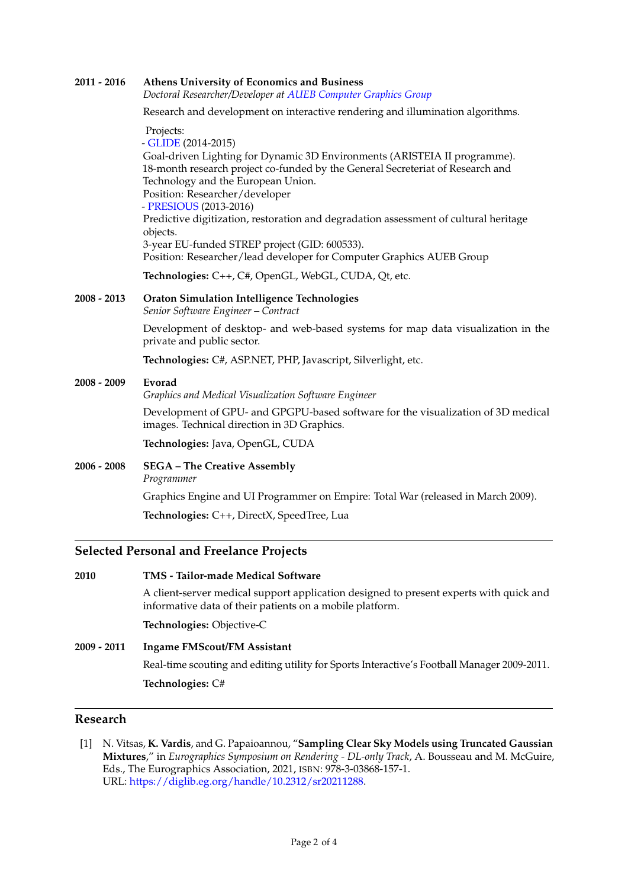**2011 - 2016** **Athens University of Economics and Business**
*Doctoral Researcher/Developer at AUEB Computer Graphics Group*

Research and development on interactive rendering and illumination algorithms.

Projects:
- GLIDE (2014-2015)
Goal-driven Lighting for Dynamic 3D Environments (ARISTEIA II programme).
18-month research project co-funded by the General Secreteriat of Research and Technology and the European Union.
Position: Researcher/developer
- PRESIOUS (2013-2016)
Predictive digitization, restoration and degradation assessment of cultural heritage objects.
3-year EU-funded STREP project (GID: 600533).
Position: Researcher/lead developer for Computer Graphics AUEB Group

**Technologies:** C++, C#, OpenGL, WebGL, CUDA, Qt, etc.

**2008 - 2013** **Oraton Simulation Intelligence Technologies**
*Senior Software Engineer – Contract*

Development of desktop- and web-based systems for map data visualization in the private and public sector.

**Technologies:** C#, ASP.NET, PHP, Javascript, Silverlight, etc.

**2008 - 2009** **Evorad**
*Graphics and Medical Visualization Software Engineer*

Development of GPU- and GPGPU-based software for the visualization of 3D medical images. Technical direction in 3D Graphics.

**Technologies:** Java, OpenGL, CUDA

**2006 - 2008** **SEGA – The Creative Assembly**
*Programmer*

Graphics Engine and UI Programmer on Empire: Total War (released in March 2009).

**Technologies:** C++, DirectX, SpeedTree, Lua

## Selected Personal and Freelance Projects

**2010** **TMS - Tailor-made Medical Software**

A client-server medical support application designed to present experts with quick and informative data of their patients on a mobile platform.

**Technologies:** Objective-C

**2009 - 2011** **Ingame FMScout/FM Assistant**

Real-time scouting and editing utility for Sports Interactive's Football Manager 2009-2011.

**Technologies:** C#

## Research

[1] N. Vitsas, **K. Vardis**, and G. Papaioannou, "**Sampling Clear Sky Models using Truncated Gaussian Mixtures**," in *Eurographics Symposium on Rendering - DL-only Track*, A. Bousseau and M. McGuire, Eds., The Eurographics Association, 2021, ISBN: 978-3-03868-157-1.
URL: https://diglib.eg.org/handle/10.2312/sr20211288.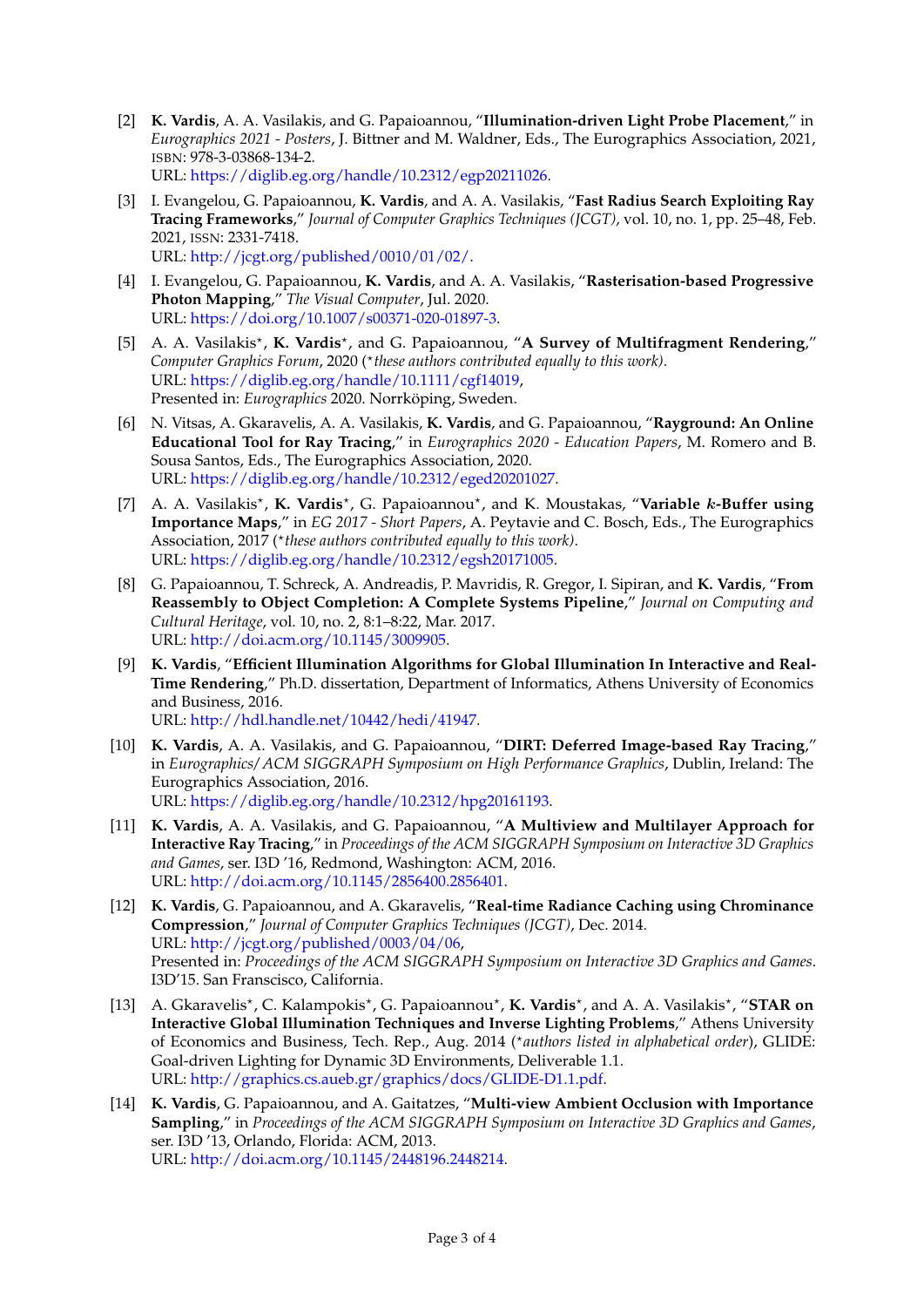[2] **K. Vardis**, A. A. Vasilakis, and G. Papaioannou, "**Illumination-driven Light Probe Placement**," in *Eurographics 2021 - Posters*, J. Bittner and M. Waldner, Eds., The Eurographics Association, 2021, ISBN: 978-3-03868-134-2.
URL: https://diglib.eg.org/handle/10.2312/egp20211026.

[3] I. Evangelou, G. Papaioannou, **K. Vardis**, and A. A. Vasilakis, "**Fast Radius Search Exploiting Ray Tracing Frameworks**," *Journal of Computer Graphics Techniques (JCGT)*, vol. 10, no. 1, pp. 25–48, Feb. 2021, ISSN: 2331-7418.
URL: http://jcgt.org/published/0010/01/02/.

[4] I. Evangelou, G. Papaioannou, **K. Vardis**, and A. A. Vasilakis, "**Rasterisation-based Progressive Photon Mapping**," *The Visual Computer*, Jul. 2020.
URL: https://doi.org/10.1007/s00371-020-01897-3.

[5] A. A. Vasilakis*, **K. Vardis***, and G. Papaioannou, "**A Survey of Multifragment Rendering**," *Computer Graphics Forum*, 2020 (**these authors contributed equally to this work*).
URL: https://diglib.eg.org/handle/10.1111/cgf14019,
Presented in: *Eurographics* 2020. Norrköping, Sweden.

[6] N. Vitsas, A. Gkaravelis, A. A. Vasilakis, **K. Vardis**, and G. Papaioannou, "**Rayground: An Online Educational Tool for Ray Tracing**," in *Eurographics 2020 - Education Papers*, M. Romero and B. Sousa Santos, Eds., The Eurographics Association, 2020.
URL: https://diglib.eg.org/handle/10.2312/eged20201027.

[7] A. A. Vasilakis*, **K. Vardis***, G. Papaioannou*, and K. Moustakas, "**Variable $k$-Buffer using Importance Maps**," in *EG 2017 - Short Papers*, A. Peytavie and C. Bosch, Eds., The Eurographics Association, 2017 (**these authors contributed equally to this work*).
URL: https://diglib.eg.org/handle/10.2312/egsh20171005.

[8] G. Papaioannou, T. Schreck, A. Andreadis, P. Mavridis, R. Gregor, I. Sipiran, and **K. Vardis**, "**From Reassembly to Object Completion: A Complete Systems Pipeline**," *Journal on Computing and Cultural Heritage*, vol. 10, no. 2, 8:1–8:22, Mar. 2017.
URL: http://doi.acm.org/10.1145/3009905.

[9] **K. Vardis**, "**Efficient Illumination Algorithms for Global Illumination In Interactive and Real-Time Rendering**," Ph.D. dissertation, Department of Informatics, Athens University of Economics and Business, 2016.
URL: http://hdl.handle.net/10442/hedi/41947.

[10] **K. Vardis**, A. A. Vasilakis, and G. Papaioannou, "**DIRT: Deferred Image-based Ray Tracing**," in *Eurographics/ ACM SIGGRAPH Symposium on High Performance Graphics*, Dublin, Ireland: The Eurographics Association, 2016.
URL: https://diglib.eg.org/handle/10.2312/hpg20161193.

[11] **K. Vardis**, A. A. Vasilakis, and G. Papaioannou, "**A Multiview and Multilayer Approach for Interactive Ray Tracing**," in *Proceedings of the ACM SIGGRAPH Symposium on Interactive 3D Graphics and Games*, ser. I3D '16, Redmond, Washington: ACM, 2016.
URL: http://doi.acm.org/10.1145/2856400.2856401.

[12] **K. Vardis**, G. Papaioannou, and A. Gkaravelis, "**Real-time Radiance Caching using Chrominance Compression**," *Journal of Computer Graphics Techniques (JCGT)*, Dec. 2014.
URL: http://jcgt.org/published/0003/04/06,
Presented in: *Proceedings of the ACM SIGGRAPH Symposium on Interactive 3D Graphics and Games*. I3D'15. San Franscisco, California.

[13] A. Gkaravelis*, C. Kalampokis*, G. Papaioannou*, **K. Vardis***, and A. A. Vasilakis*, "**STAR on Interactive Global Illumination Techniques and Inverse Lighting Problems**," Athens University of Economics and Business, Tech. Rep., Aug. 2014 (**authors listed in alphabetical order*), GLIDE: Goal-driven Lighting for Dynamic 3D Environments, Deliverable 1.1.
URL: http://graphics.cs.aueb.gr/graphics/docs/GLIDE-D1.1.pdf.

[14] **K. Vardis**, G. Papaioannou, and A. Gaitatzes, "**Multi-view Ambient Occlusion with Importance Sampling**," in *Proceedings of the ACM SIGGRAPH Symposium on Interactive 3D Graphics and Games*, ser. I3D '13, Orlando, Florida: ACM, 2013.
URL: http://doi.acm.org/10.1145/2448196.2448214.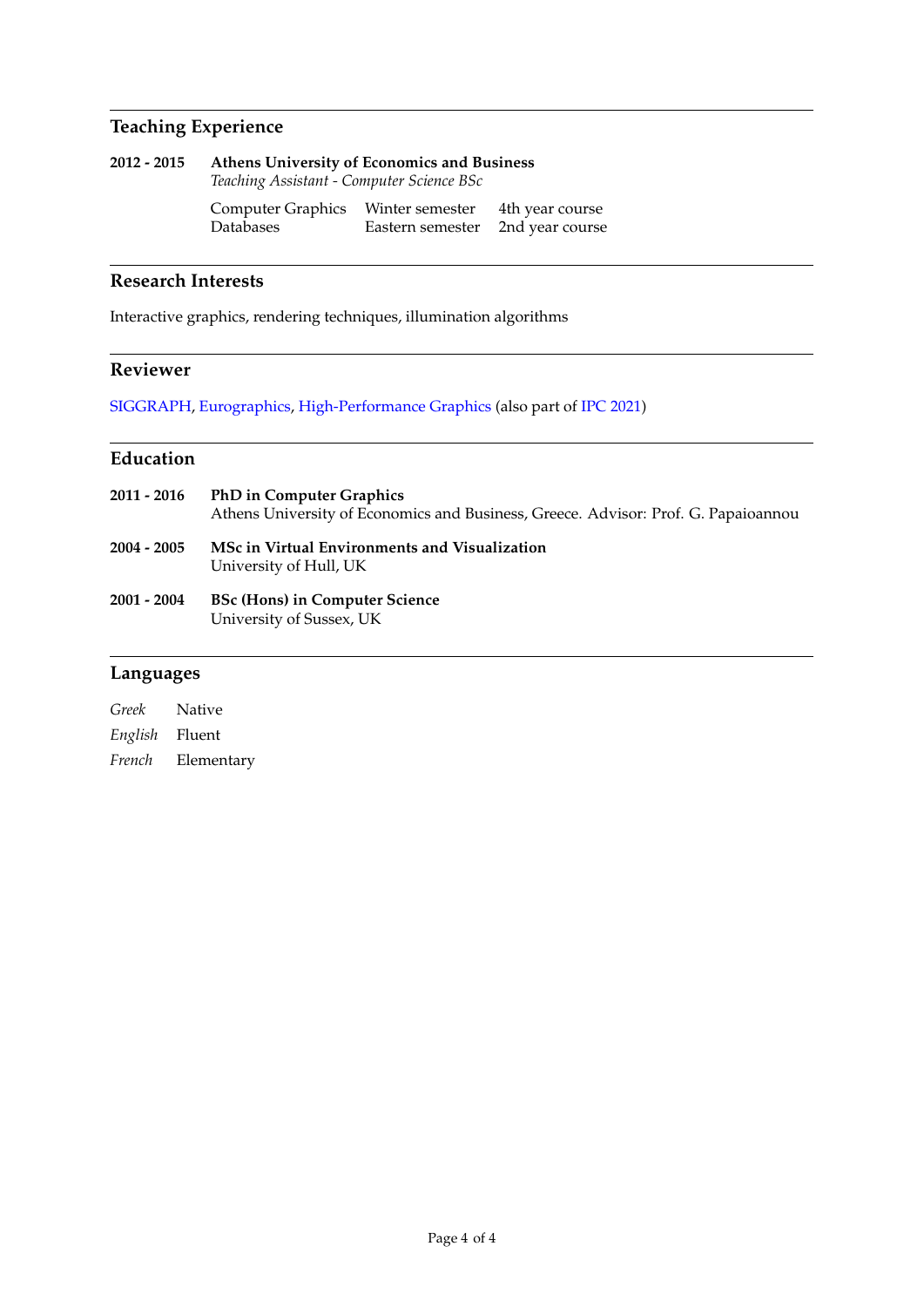## Teaching Experience

**2012 - 2015** **Athens University of Economics and Business**
*Teaching Assistant - Computer Science BSc*

| | | |
|---|---|---|
| Computer Graphics | Winter semester | 4th year course |
| Databases | Eastern semester | 2nd year course |

## Research Interests

Interactive graphics, rendering techniques, illumination algorithms

## Reviewer

SIGGRAPH, Eurographics, High-Performance Graphics (also part of IPC 2021)

## Education

**2011 - 2016** **PhD in Computer Graphics**
Athens University of Economics and Business, Greece. Advisor: Prof. G. Papaioannou

**2004 - 2005** **MSc in Virtual Environments and Visualization**
University of Hull, UK

**2001 - 2004** **BSc (Hons) in Computer Science**
University of Sussex, UK

## Languages

*Greek* Native
*English* Fluent
*French* Elementary